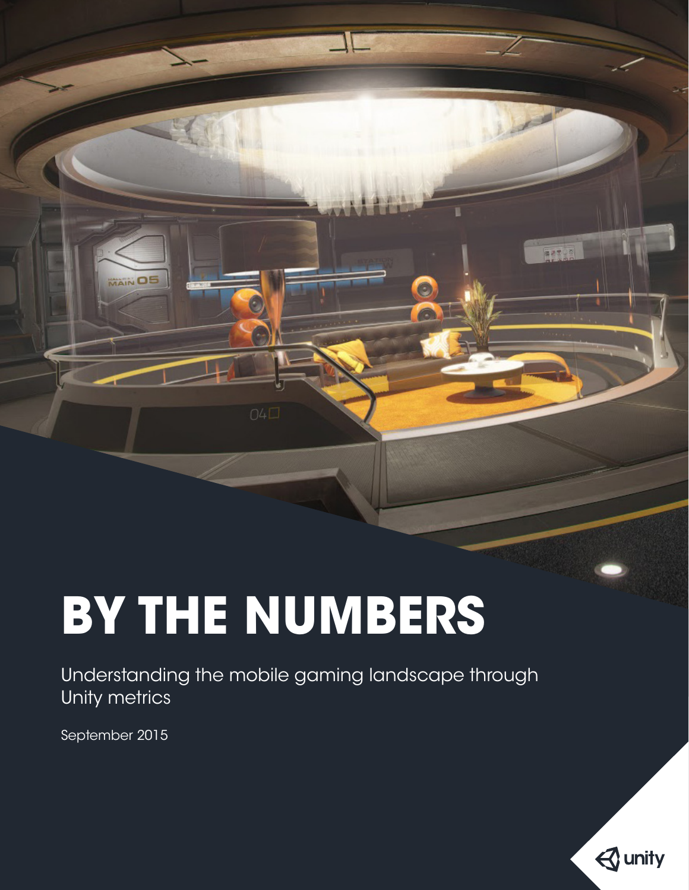# BY THE NUMBERS

Understanding the mobile gaming landscape through Unity metrics

September 2015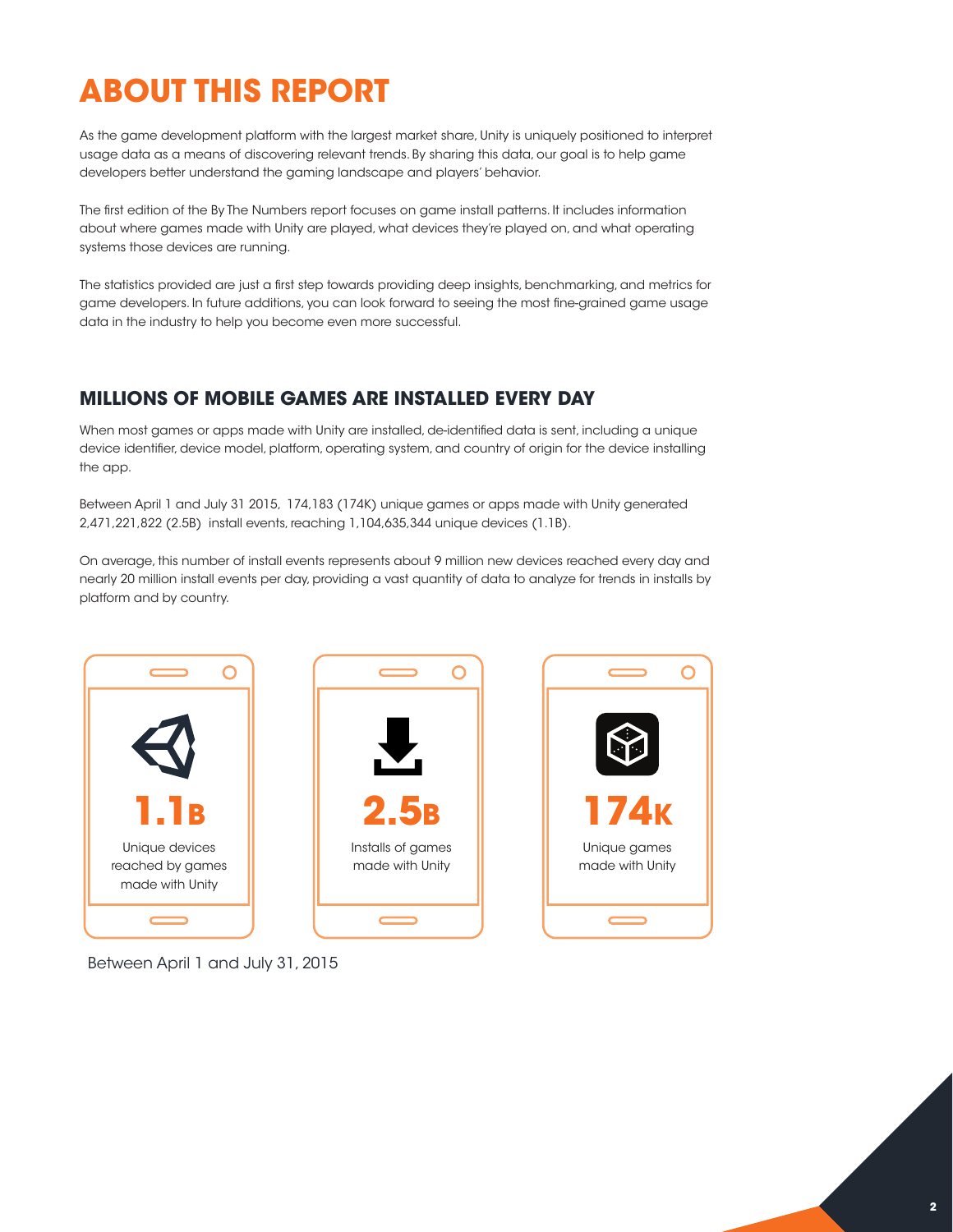# ABOUT THIS REPORT

As the game development platform with the largest market share, Unity is uniquely positioned to interpret usage data as a means of discovering relevant trends. By sharing this data, our goal is to help game developers better understand the gaming landscape and players' behavior.

The first edition of the By The Numbers report focuses on game install patterns. It includes information about where games made with Unity are played, what devices they're played on, and what operating systems those devices are running.

The statistics provided are just a first step towards providing deep insights, benchmarking, and metrics for game developers. In future additions, you can look forward to seeing the most fine-grained game usage data in the industry to help you become even more successful.

## MILLIONS OF MOBILE GAMES ARE INSTALLED EVERY DAY

When most games or apps made with Unity are installed, de-identified data is sent, including a unique device identifier, device model, platform, operating system, and country of origin for the device installing the app.

Between April 1 and July 31 2015, 174,183 (174K) unique games or apps made with Unity generated 2,471,221,822 (2.5B) install events, reaching 1,104,635,344 unique devices (1.1B).

On average, this number of install events represents about 9 million new devices reached every day and nearly 20 million install events per day, providing a vast quantity of data to analyze for trends in installs by platform and by country.

**1.1B**
Unique devices reached by games made with Unity

**2.5B**
Installs of games made with Unity

**174K**
Unique games made with Unity

Between April 1 and July 31, 2015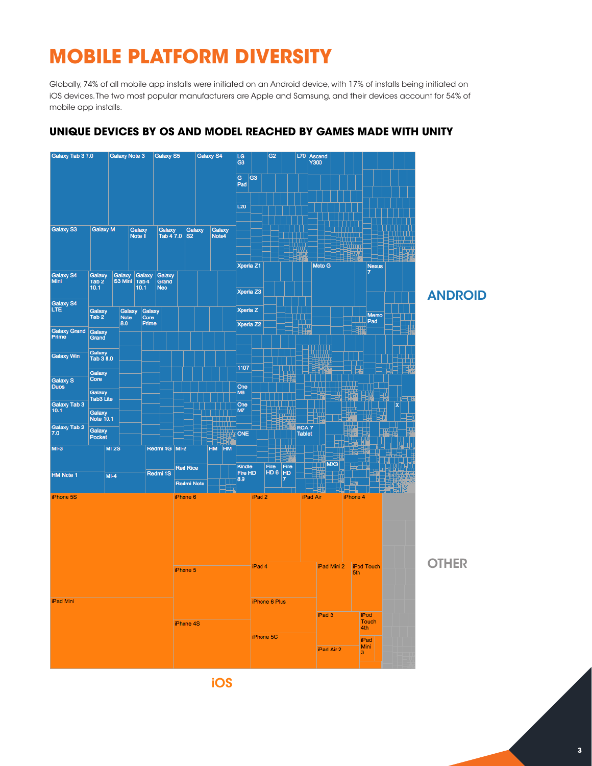# MOBILE PLATFORM DIVERSITY

Globally, 74% of all mobile app installs were initiated on an Android device, with 17% of installs being initiated on iOS devices. The two most popular manufacturers are Apple and Samsung, and their devices account for 54% of mobile app installs.

## UNIQUE DEVICES BY OS AND MODEL REACHED BY GAMES MADE WITH UNITY

ANDROID

Galaxy Tab 3 7.0, Galaxy Note 3, Galaxy S5, Galaxy S4, Galaxy S3, Galaxy M, Galaxy Note II, Galaxy Tab 4 7.0, Galaxy S2, Galaxy Note4, Galaxy S4 Mini, Galaxy Tab 2 10.1, Galaxy S3 Mini, Galaxy Tab 4 10.1, Galaxy Grand Neo, Galaxy S4 LTE, Galaxy Tab 2, Galaxy Note 8.0, Galaxy Core Prime, Galaxy Grand Prime, Galaxy Grand, Galaxy Win, Galaxy Tab 3 8.0, Galaxy Core, Galaxy S Duos, Galaxy Tab3 Lite, Galaxy Tab 3 10.1, Galaxy Note 10.1, Galaxy Tab 2 7.0, Galaxy Pocket, MI-3, MI 2S, Redmi 4G, MI-2, HM, HM, HM Note 1, MI-4, Redmi 1S, Red Rice, Redmi Note, LG G3, G2, L70, Ascend Y300, G Pad, G3, L20, Xperia Z1, Moto G, Nexus 7, Xperia Z3, Xperia Z, Memo Pad, Xperia Z2, 1107, One M8, One M7, X, ONE, RCA 7 Tablet, Kindle Fire HD 8.9, Fire HD 6, Fire HD 7, MX3

iOS

iPhone 5S, iPhone 6, iPad 2, iPad Air, iPhone 4, iPhone 5, iPad 4, iPad Mini 2, iPod Touch 5th, iPad Mini, iPhone 6 Plus, iPad 3, iPod Touch 4th, iPhone 4S, iPhone 5C, iPad Mini 3, iPad Air 2

OTHER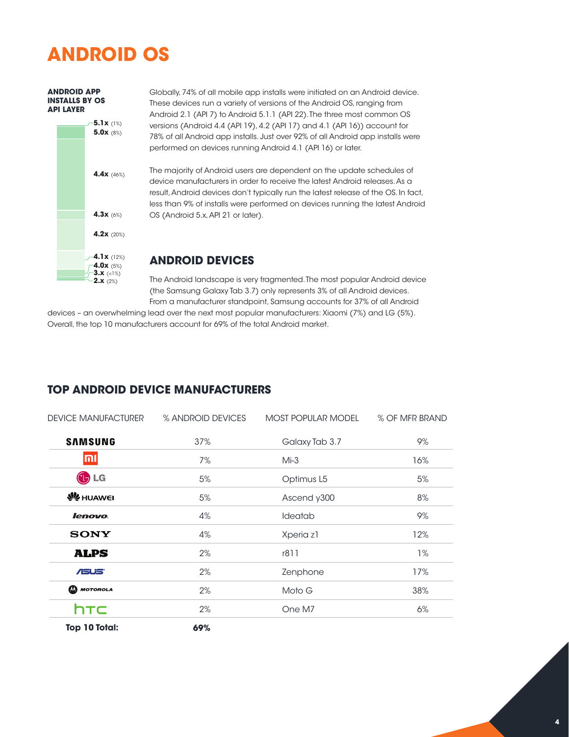# ANDROID OS

**ANDROID APP INSTALLS BY OS API LAYER**

- **5.1x** (1%)
- **5.0x** (8%)
- **4.4x** (46%)
- **4.3x** (6%)
- **4.2x** (20%)
- **4.1x** (12%)
- **4.0x** (5%)
- **3.x** (<1%)
- **2.x** (2%)

Globally, 74% of all mobile app installs were initiated on an Android device. These devices run a variety of versions of the Android OS, ranging from Android 2.1 (API 7) to Android 5.1.1 (API 22). The three most common OS versions (Android 4.4 (API 19), 4.2 (API 17) and 4.1 (API 16)) account for 78% of all Android app installs. Just over 92% of all Android app installs were performed on devices running Android 4.1 (API 16) or later.

The majority of Android users are dependent on the update schedules of device manufacturers in order to receive the latest Android releases. As a result, Android devices don't typically run the latest release of the OS. In fact, less than 9% of installs were performed on devices running the latest Android OS (Android 5.x, API 21 or later).

## ANDROID DEVICES

The Android landscape is very fragmented. The most popular Android device (the Samsung Galaxy Tab 3.7) only represents 3% of all Android devices. From a manufacturer standpoint, Samsung accounts for 37% of all Android devices – an overwhelming lead over the next most popular manufacturers: Xiaomi (7%) and LG (5%). Overall, the top 10 manufacturers account for 69% of the total Android market.

## TOP ANDROID DEVICE MANUFACTURERS

| DEVICE MANUFACTURER | % ANDROID DEVICES | MOST POPULAR MODEL | % OF MFR BRAND |
|---|---|---|---|
| SAMSUNG | 37% | Galaxy Tab 3.7 | 9% |
| mi | 7% | Mi-3 | 16% |
| LG | 5% | Optimus L5 | 5% |
| HUAWEI | 5% | Ascend y300 | 8% |
| lenovo | 4% | Ideatab | 9% |
| SONY | 4% | Xperia z1 | 12% |
| ALPS | 2% | r811 | 1% |
| ASUS | 2% | Zenphone | 17% |
| MOTOROLA | 2% | Moto G | 38% |
| htc | 2% | One M7 | 6% |
| **Top 10 Total:** | **69%** | | |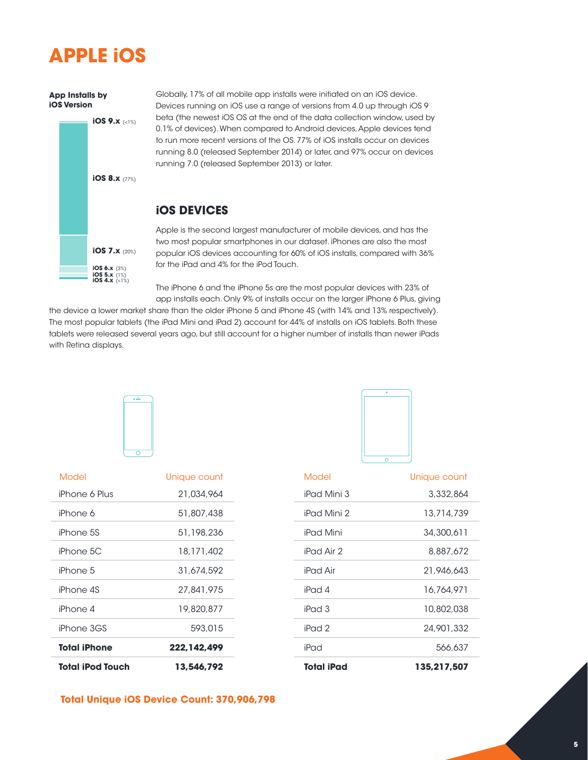# APPLE iOS

**App Installs by iOS Version**

- **iOS 9.x** (<1%)
- **iOS 8.x** (77%)
- **iOS 7.x** (20%)
- **iOS 6.x** (3%)
- **iOS 5.x** (1%)
- **iOS 4.x** (<1%)

Globally, 17% of all mobile app installs were initiated on an iOS device. Devices running on iOS use a range of versions from 4.0 up through iOS 9 beta (the newest iOS OS at the end of the data collection window, used by 0.1% of devices). When compared to Android devices, Apple devices tend to run more recent versions of the OS. 77% of iOS installs occur on devices running 8.0 (released September 2014) or later, and 97% occur on devices running 7.0 (released September 2013) or later.

## iOS DEVICES

Apple is the second largest manufacturer of mobile devices, and has the two most popular smartphones in our dataset. iPhones are also the most popular iOS devices accounting for 60% of iOS installs, compared with 36% for the iPad and 4% for the iPod Touch.

The iPhone 6 and the iPhone 5s are the most popular devices with 23% of app installs each. Only 9% of installs occur on the larger iPhone 6 Plus, giving the device a lower market share than the older iPhone 5 and iPhone 4S (with 14% and 13% respectively). The most popular tablets (the iPad Mini and iPad 2) account for 44% of installs on iOS tablets. Both these tablets were released several years ago, but still account for a higher number of installs than newer iPads with Retina displays.

| Model | Unique count |
|---|---|
| iPhone 6 Plus | 21,034,964 |
| iPhone 6 | 51,807,438 |
| iPhone 5S | 51,198,236 |
| iPhone 5C | 18,171,402 |
| iPhone 5 | 31,674,592 |
| iPhone 4S | 27,841,975 |
| iPhone 4 | 19,820,877 |
| iPhone 3GS | 593,015 |
| **Total iPhone** | **222,142,499** |
| **Total iPod Touch** | **13,546,792** |

| Model | Unique count |
|---|---|
| iPad Mini 3 | 3,332,864 |
| iPad Mini 2 | 13,714,739 |
| iPad Mini | 34,300,611 |
| iPad Air 2 | 8,887,672 |
| iPad Air | 21,946,643 |
| iPad 4 | 16,764,971 |
| iPad 3 | 10,802,038 |
| iPad 2 | 24,901,332 |
| iPad | 566,637 |
| **Total iPad** | **135,217,507** |

**Total Unique iOS Device Count: 370,906,798**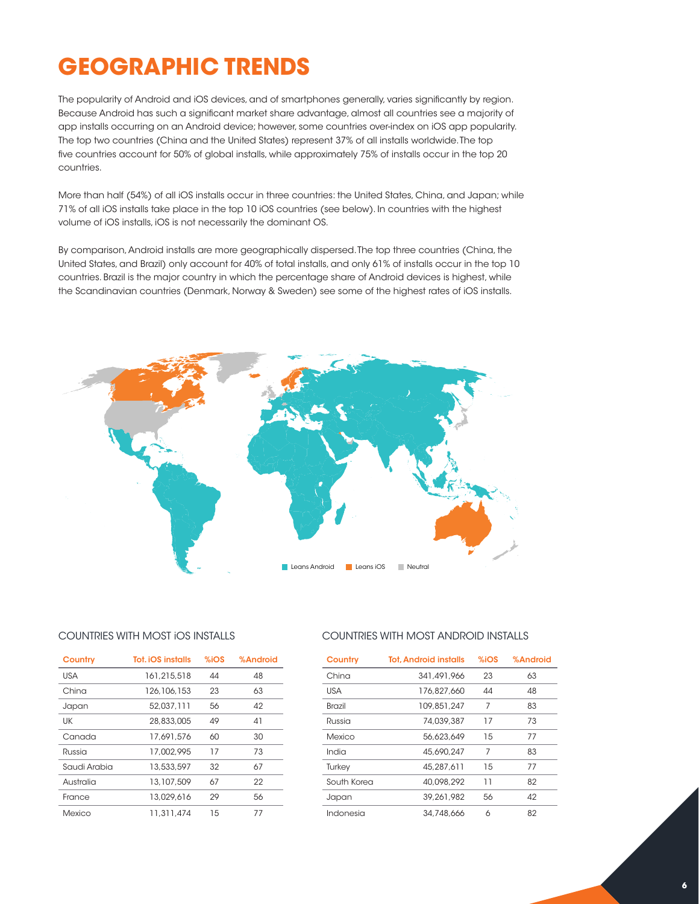# GEOGRAPHIC TRENDS

The popularity of Android and iOS devices, and of smartphones generally, varies significantly by region. Because Android has such a significant market share advantage, almost all countries see a majority of app installs occurring on an Android device; however, some countries over-index on iOS app popularity. The top two countries (China and the United States) represent 37% of all installs worldwide. The top five countries account for 50% of global installs, while approximately 75% of installs occur in the top 20 countries.

More than half (54%) of all iOS installs occur in three countries: the United States, China, and Japan; while 71% of all iOS installs take place in the top 10 iOS countries (see below). In countries with the highest volume of iOS installs, iOS is not necessarily the dominant OS.

By comparison, Android installs are more geographically dispersed. The top three countries (China, the United States, and Brazil) only account for 40% of total installs, and only 61% of installs occur in the top 10 countries. Brazil is the major country in which the percentage share of Android devices is highest, while the Scandinavian countries (Denmark, Norway & Sweden) see some of the highest rates of iOS installs.

Leans Android | Leans iOS | Neutral

## COUNTRIES WITH MOST iOS INSTALLS

| Country | Tot. iOS installs | %iOS | %Android |
|---|---|---|---|
| USA | 161,215,518 | 44 | 48 |
| China | 126,106,153 | 23 | 63 |
| Japan | 52,037,111 | 56 | 42 |
| UK | 28,833,005 | 49 | 41 |
| Canada | 17,691,576 | 60 | 30 |
| Russia | 17,002,995 | 17 | 73 |
| Saudi Arabia | 13,533,597 | 32 | 67 |
| Australia | 13,107,509 | 67 | 22 |
| France | 13,029,616 | 29 | 56 |
| Mexico | 11,311,474 | 15 | 77 |

## COUNTRIES WITH MOST ANDROID INSTALLS

| Country | Tot. Android installs | %iOS | %Android |
|---|---|---|---|
| China | 341,491,966 | 23 | 63 |
| USA | 176,827,660 | 44 | 48 |
| Brazil | 109,851,247 | 7 | 83 |
| Russia | 74,039,387 | 17 | 73 |
| Mexico | 56,623,649 | 15 | 77 |
| India | 45,690,247 | 7 | 83 |
| Turkey | 45,287,611 | 15 | 77 |
| South Korea | 40,098,292 | 11 | 82 |
| Japan | 39,261,982 | 56 | 42 |
| Indonesia | 34,748,666 | 6 | 82 |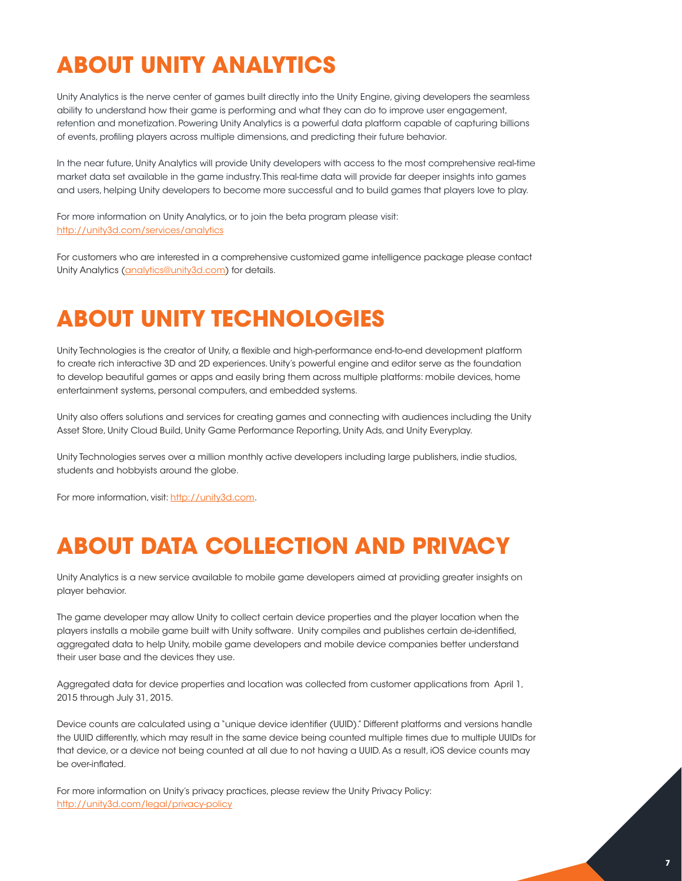# ABOUT UNITY ANALYTICS

Unity Analytics is the nerve center of games built directly into the Unity Engine, giving developers the seamless ability to understand how their game is performing and what they can do to improve user engagement, retention and monetization. Powering Unity Analytics is a powerful data platform capable of capturing billions of events, profiling players across multiple dimensions, and predicting their future behavior.

In the near future, Unity Analytics will provide Unity developers with access to the most comprehensive real-time market data set available in the game industry. This real-time data will provide far deeper insights into games and users, helping Unity developers to become more successful and to build games that players love to play.

For more information on Unity Analytics, or to join the beta program please visit:
[http://unity3d.com/services/analytics](http://unity3d.com/services/analytics)

For customers who are interested in a comprehensive customized game intelligence package please contact Unity Analytics ([analytics@unity3d.com](mailto:analytics@unity3d.com)) for details.

# ABOUT UNITY TECHNOLOGIES

Unity Technologies is the creator of Unity, a flexible and high-performance end-to-end development platform to create rich interactive 3D and 2D experiences. Unity's powerful engine and editor serve as the foundation to develop beautiful games or apps and easily bring them across multiple platforms: mobile devices, home entertainment systems, personal computers, and embedded systems.

Unity also offers solutions and services for creating games and connecting with audiences including the Unity Asset Store, Unity Cloud Build, Unity Game Performance Reporting, Unity Ads, and Unity Everyplay.

Unity Technologies serves over a million monthly active developers including large publishers, indie studios, students and hobbyists around the globe.

For more information, visit: [http://unity3d.com](http://unity3d.com).

# ABOUT DATA COLLECTION AND PRIVACY

Unity Analytics is a new service available to mobile game developers aimed at providing greater insights on player behavior.

The game developer may allow Unity to collect certain device properties and the player location when the players installs a mobile game built with Unity software. Unity compiles and publishes certain de-identified, aggregated data to help Unity, mobile game developers and mobile device companies better understand their user base and the devices they use.

Aggregated data for device properties and location was collected from customer applications from April 1, 2015 through July 31, 2015.

Device counts are calculated using a "unique device identifier (UUID)." Different platforms and versions handle the UUID differently, which may result in the same device being counted multiple times due to multiple UUIDs for that device, or a device not being counted at all due to not having a UUID. As a result, iOS device counts may be over-inflated.

For more information on Unity's privacy practices, please review the Unity Privacy Policy:
[http://unity3d.com/legal/privacy-policy](http://unity3d.com/legal/privacy-policy)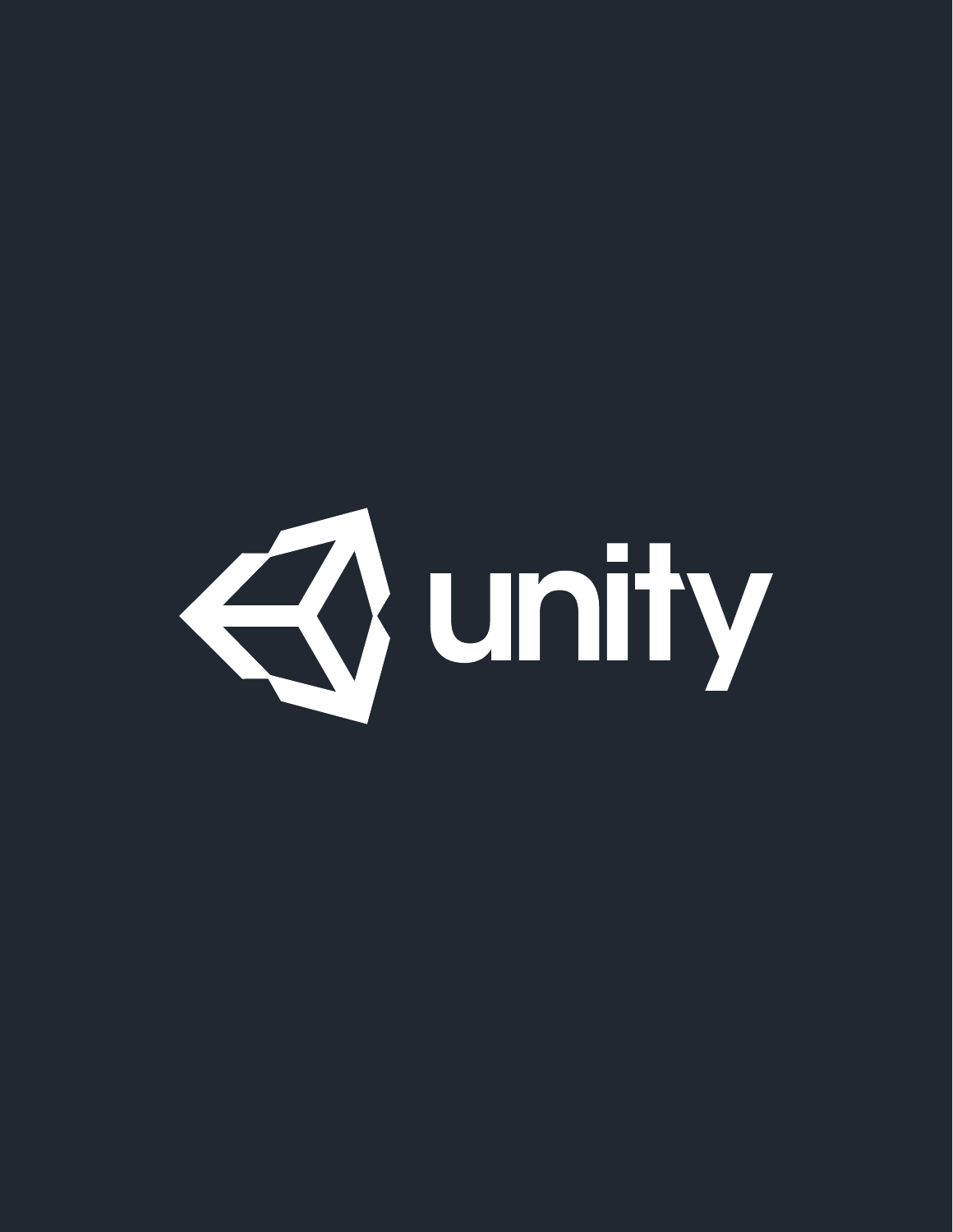unity